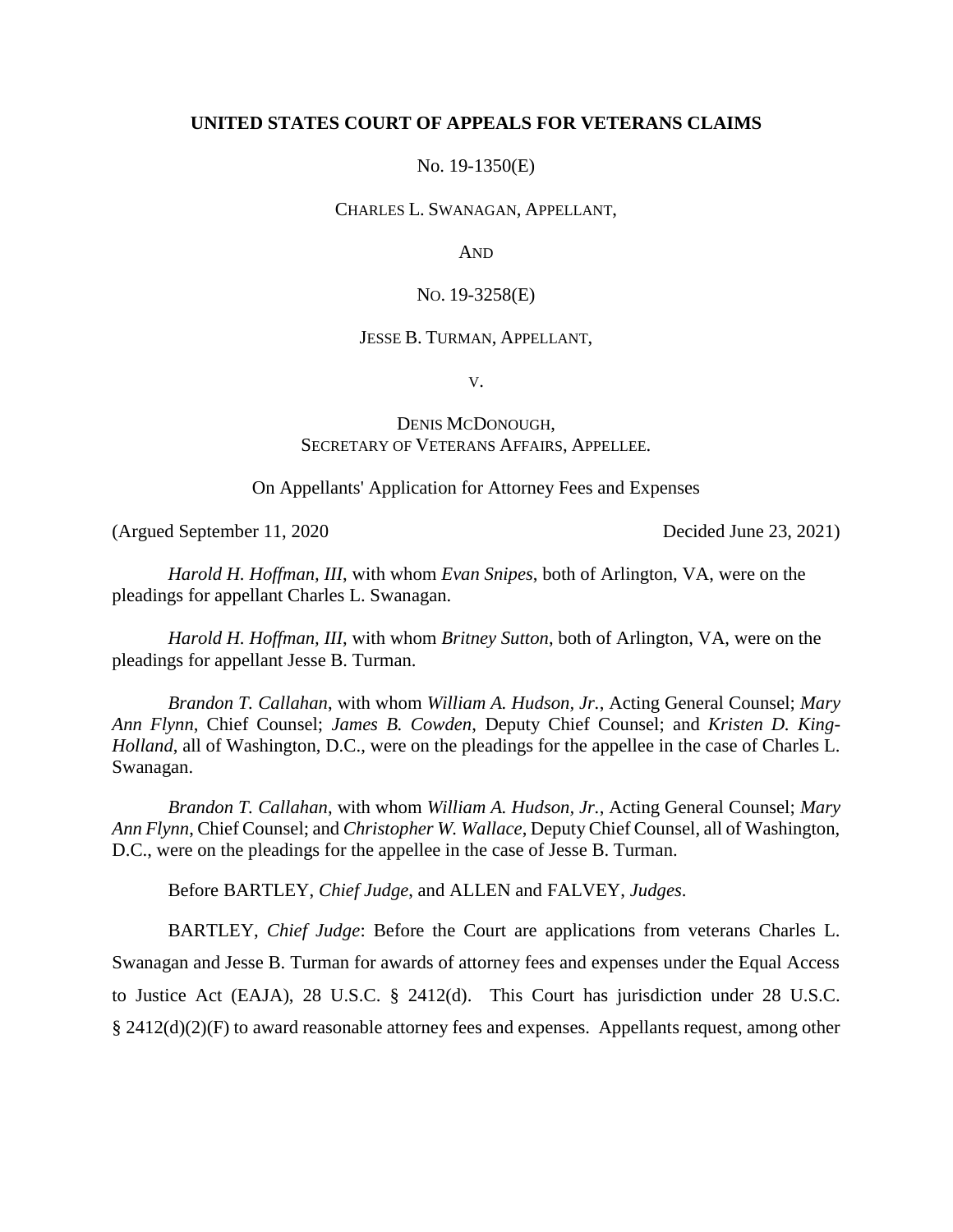**UNITED STATES COURT OF APPEALS FOR VETERANS CLAIMS**

No. 19-1350(E)

CHARLES L. SWANAGAN, APPELLANT,

AND

NO. 19-3258(E)

JESSE B. TURMAN, APPELLANT,

V.

DENIS MCDONOUGH,
SECRETARY OF VETERANS AFFAIRS, APPELLEE.

On Appellants' Application for Attorney Fees and Expenses

(Argued September 11, 2020 Decided June 23, 2021)

*Harold H. Hoffman, III*, with whom *Evan Snipes*, both of Arlington, VA, were on the pleadings for appellant Charles L. Swanagan.

*Harold H. Hoffman, III*, with whom *Britney Sutton*, both of Arlington, VA, were on the pleadings for appellant Jesse B. Turman.

*Brandon T. Callahan*, with whom *William A. Hudson, Jr.*, Acting General Counsel; *Mary Ann Flynn*, Chief Counsel; *James B. Cowden*, Deputy Chief Counsel; and *Kristen D. King-Holland*, all of Washington, D.C., were on the pleadings for the appellee in the case of Charles L. Swanagan.

*Brandon T. Callahan*, with whom *William A. Hudson, Jr.*, Acting General Counsel; *Mary Ann Flynn*, Chief Counsel; and *Christopher W. Wallace*, Deputy Chief Counsel, all of Washington, D.C., were on the pleadings for the appellee in the case of Jesse B. Turman.

Before BARTLEY, *Chief Judge*, and ALLEN and FALVEY, *Judges*.

BARTLEY, *Chief Judge*: Before the Court are applications from veterans Charles L. Swanagan and Jesse B. Turman for awards of attorney fees and expenses under the Equal Access to Justice Act (EAJA), 28 U.S.C. § 2412(d). This Court has jurisdiction under 28 U.S.C. § 2412(d)(2)(F) to award reasonable attorney fees and expenses. Appellants request, among other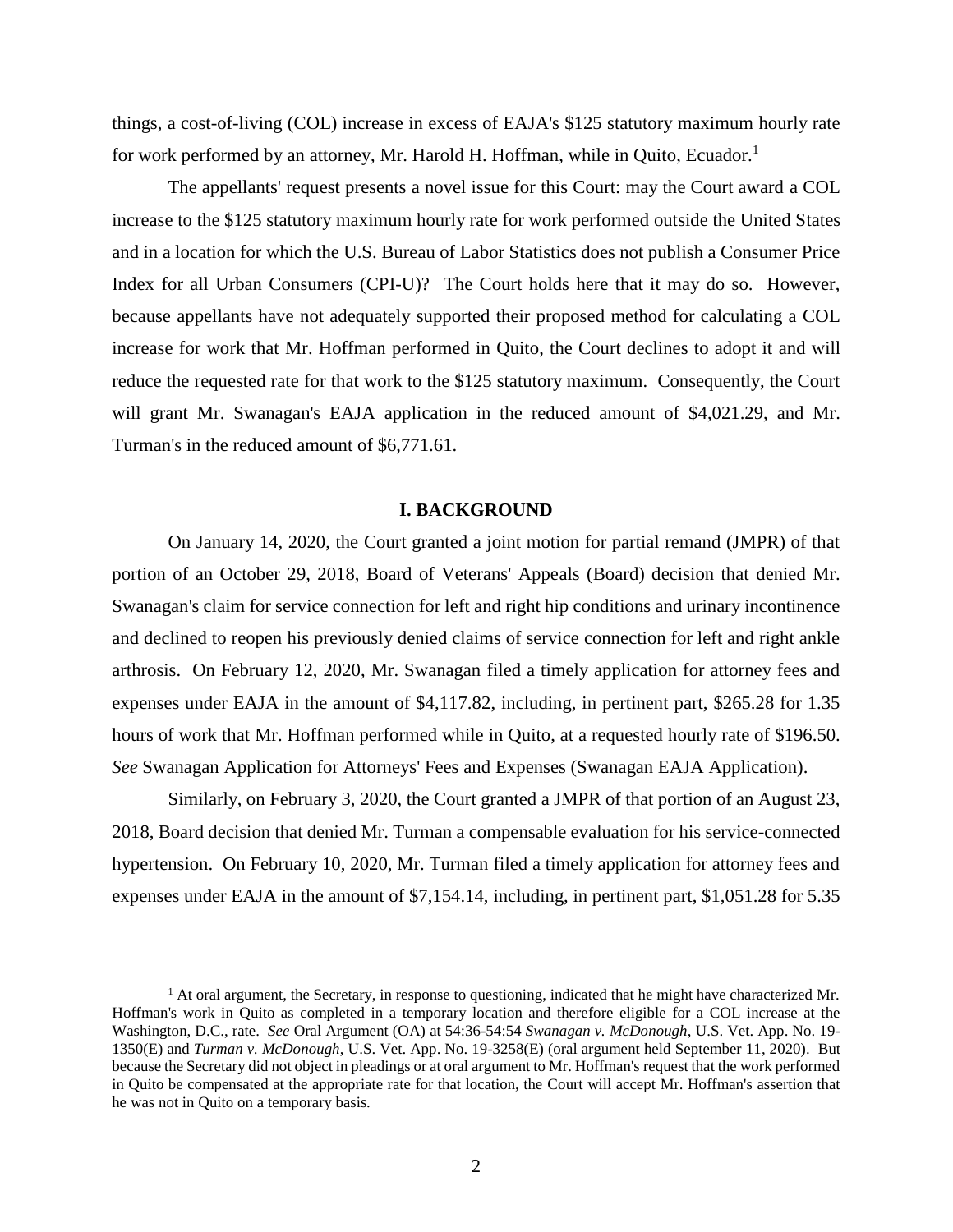things, a cost-of-living (COL) increase in excess of EAJA's $125 statutory maximum hourly rate for work performed by an attorney, Mr. Harold H. Hoffman, while in Quito, Ecuador.[1]

The appellants' request presents a novel issue for this Court: may the Court award a COL increase to the $125 statutory maximum hourly rate for work performed outside the United States and in a location for which the U.S. Bureau of Labor Statistics does not publish a Consumer Price Index for all Urban Consumers (CPI-U)? The Court holds here that it may do so. However, because appellants have not adequately supported their proposed method for calculating a COL increase for work that Mr. Hoffman performed in Quito, the Court declines to adopt it and will reduce the requested rate for that work to the $125 statutory maximum. Consequently, the Court will grant Mr. Swanagan's EAJA application in the reduced amount of $4,021.29, and Mr. Turman's in the reduced amount of $6,771.61.

## I. BACKGROUND

On January 14, 2020, the Court granted a joint motion for partial remand (JMPR) of that portion of an October 29, 2018, Board of Veterans' Appeals (Board) decision that denied Mr. Swanagan's claim for service connection for left and right hip conditions and urinary incontinence and declined to reopen his previously denied claims of service connection for left and right ankle arthrosis. On February 12, 2020, Mr. Swanagan filed a timely application for attorney fees and expenses under EAJA in the amount of $4,117.82, including, in pertinent part, $265.28 for 1.35 hours of work that Mr. Hoffman performed while in Quito, at a requested hourly rate of $196.50. *See* Swanagan Application for Attorneys' Fees and Expenses (Swanagan EAJA Application).

Similarly, on February 3, 2020, the Court granted a JMPR of that portion of an August 23, 2018, Board decision that denied Mr. Turman a compensable evaluation for his service-connected hypertension. On February 10, 2020, Mr. Turman filed a timely application for attorney fees and expenses under EAJA in the amount of $7,154.14, including, in pertinent part, $1,051.28 for 5.35

---

[1] At oral argument, the Secretary, in response to questioning, indicated that he might have characterized Mr. Hoffman's work in Quito as completed in a temporary location and therefore eligible for a COL increase at the Washington, D.C., rate. *See* Oral Argument (OA) at 54:36-54:54 *Swanagan v. McDonough*, U.S. Vet. App. No. 19-1350(E) and *Turman v. McDonough*, U.S. Vet. App. No. 19-3258(E) (oral argument held September 11, 2020). But because the Secretary did not object in pleadings or at oral argument to Mr. Hoffman's request that the work performed in Quito be compensated at the appropriate rate for that location, the Court will accept Mr. Hoffman's assertion that he was not in Quito on a temporary basis.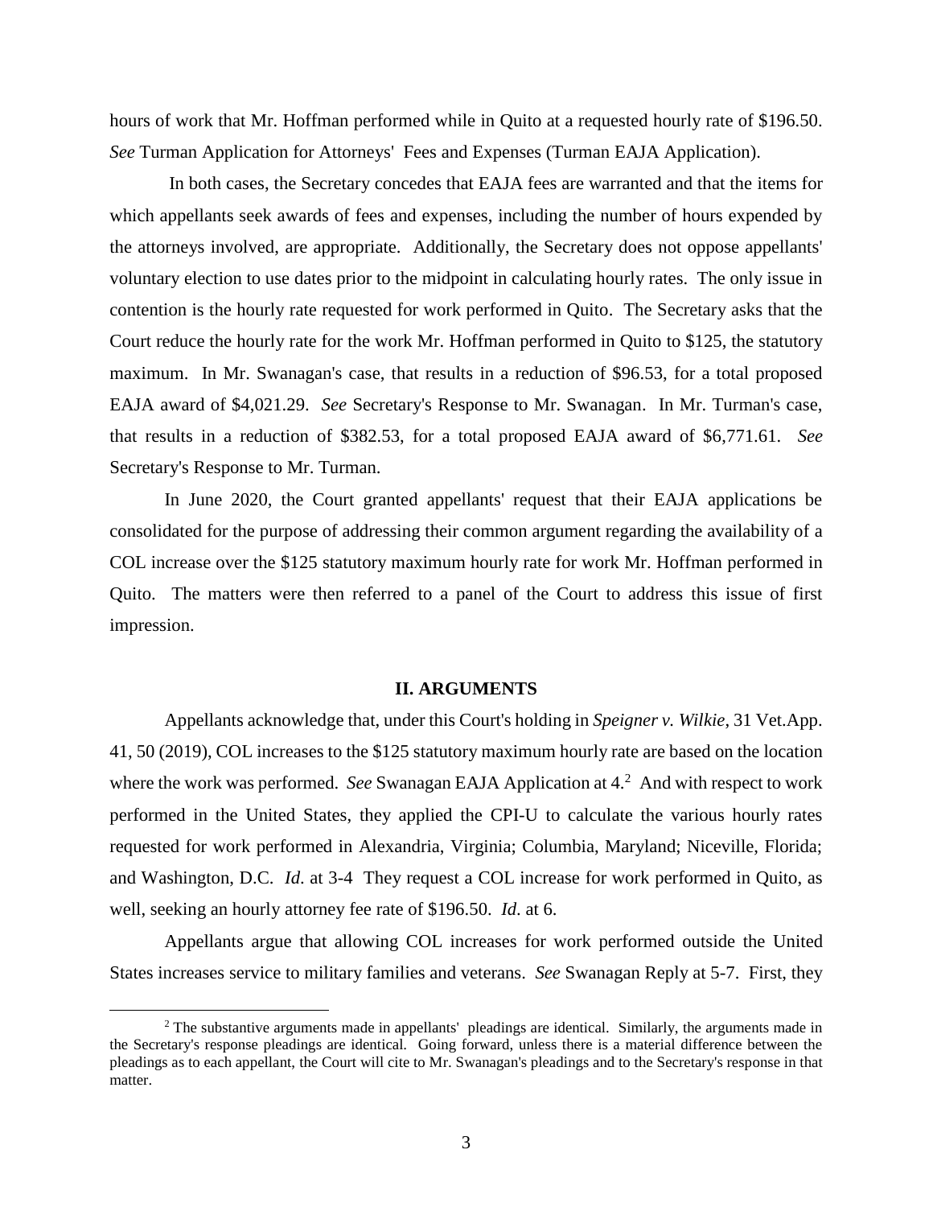hours of work that Mr. Hoffman performed while in Quito at a requested hourly rate of $196.50. *See* Turman Application for Attorneys' Fees and Expenses (Turman EAJA Application).

In both cases, the Secretary concedes that EAJA fees are warranted and that the items for which appellants seek awards of fees and expenses, including the number of hours expended by the attorneys involved, are appropriate. Additionally, the Secretary does not oppose appellants' voluntary election to use dates prior to the midpoint in calculating hourly rates. The only issue in contention is the hourly rate requested for work performed in Quito. The Secretary asks that the Court reduce the hourly rate for the work Mr. Hoffman performed in Quito to $125, the statutory maximum. In Mr. Swanagan's case, that results in a reduction of $96.53, for a total proposed EAJA award of $4,021.29. *See* Secretary's Response to Mr. Swanagan. In Mr. Turman's case, that results in a reduction of $382.53, for a total proposed EAJA award of $6,771.61. *See* Secretary's Response to Mr. Turman.

In June 2020, the Court granted appellants' request that their EAJA applications be consolidated for the purpose of addressing their common argument regarding the availability of a COL increase over the $125 statutory maximum hourly rate for work Mr. Hoffman performed in Quito. The matters were then referred to a panel of the Court to address this issue of first impression.

## II. ARGUMENTS

Appellants acknowledge that, under this Court's holding in *Speigner v. Wilkie*, 31 Vet.App. 41, 50 (2019), COL increases to the $125 statutory maximum hourly rate are based on the location where the work was performed. *See* Swanagan EAJA Application at 4.[2] And with respect to work performed in the United States, they applied the CPI-U to calculate the various hourly rates requested for work performed in Alexandria, Virginia; Columbia, Maryland; Niceville, Florida; and Washington, D.C. *Id*. at 3-4 They request a COL increase for work performed in Quito, as well, seeking an hourly attorney fee rate of $196.50. *Id*. at 6.

Appellants argue that allowing COL increases for work performed outside the United States increases service to military families and veterans. *See* Swanagan Reply at 5-7. First, they

[2] The substantive arguments made in appellants' pleadings are identical. Similarly, the arguments made in the Secretary's response pleadings are identical. Going forward, unless there is a material difference between the pleadings as to each appellant, the Court will cite to Mr. Swanagan's pleadings and to the Secretary's response in that matter.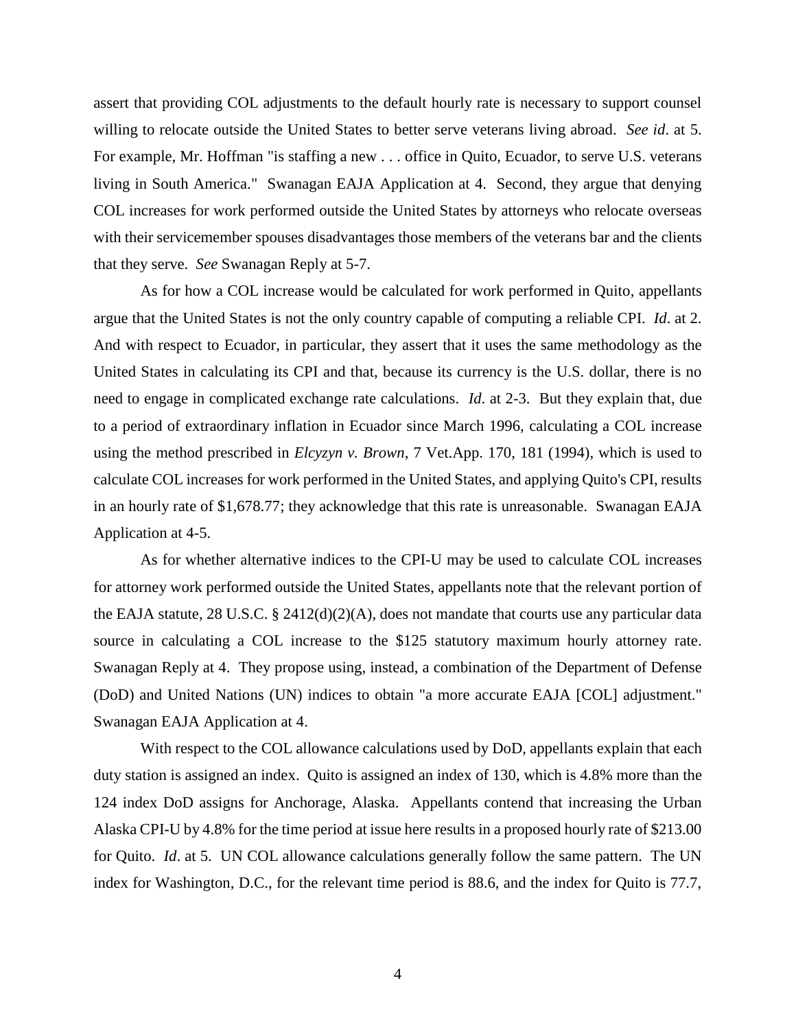assert that providing COL adjustments to the default hourly rate is necessary to support counsel willing to relocate outside the United States to better serve veterans living abroad. *See id*. at 5. For example, Mr. Hoffman "is staffing a new . . . office in Quito, Ecuador, to serve U.S. veterans living in South America." Swanagan EAJA Application at 4. Second, they argue that denying COL increases for work performed outside the United States by attorneys who relocate overseas with their servicemember spouses disadvantages those members of the veterans bar and the clients that they serve. *See* Swanagan Reply at 5-7.

As for how a COL increase would be calculated for work performed in Quito, appellants argue that the United States is not the only country capable of computing a reliable CPI. *Id*. at 2. And with respect to Ecuador, in particular, they assert that it uses the same methodology as the United States in calculating its CPI and that, because its currency is the U.S. dollar, there is no need to engage in complicated exchange rate calculations. *Id*. at 2-3. But they explain that, due to a period of extraordinary inflation in Ecuador since March 1996, calculating a COL increase using the method prescribed in *Elcyzyn v. Brown*, 7 Vet.App. 170, 181 (1994), which is used to calculate COL increases for work performed in the United States, and applying Quito's CPI, results in an hourly rate of $1,678.77; they acknowledge that this rate is unreasonable. Swanagan EAJA Application at 4-5.

As for whether alternative indices to the CPI-U may be used to calculate COL increases for attorney work performed outside the United States, appellants note that the relevant portion of the EAJA statute, 28 U.S.C. § 2412(d)(2)(A), does not mandate that courts use any particular data source in calculating a COL increase to the $125 statutory maximum hourly attorney rate. Swanagan Reply at 4. They propose using, instead, a combination of the Department of Defense (DoD) and United Nations (UN) indices to obtain "a more accurate EAJA [COL] adjustment." Swanagan EAJA Application at 4.

With respect to the COL allowance calculations used by DoD, appellants explain that each duty station is assigned an index. Quito is assigned an index of 130, which is 4.8% more than the 124 index DoD assigns for Anchorage, Alaska. Appellants contend that increasing the Urban Alaska CPI-U by 4.8% for the time period at issue here results in a proposed hourly rate of $213.00 for Quito. *Id*. at 5. UN COL allowance calculations generally follow the same pattern. The UN index for Washington, D.C., for the relevant time period is 88.6, and the index for Quito is 77.7,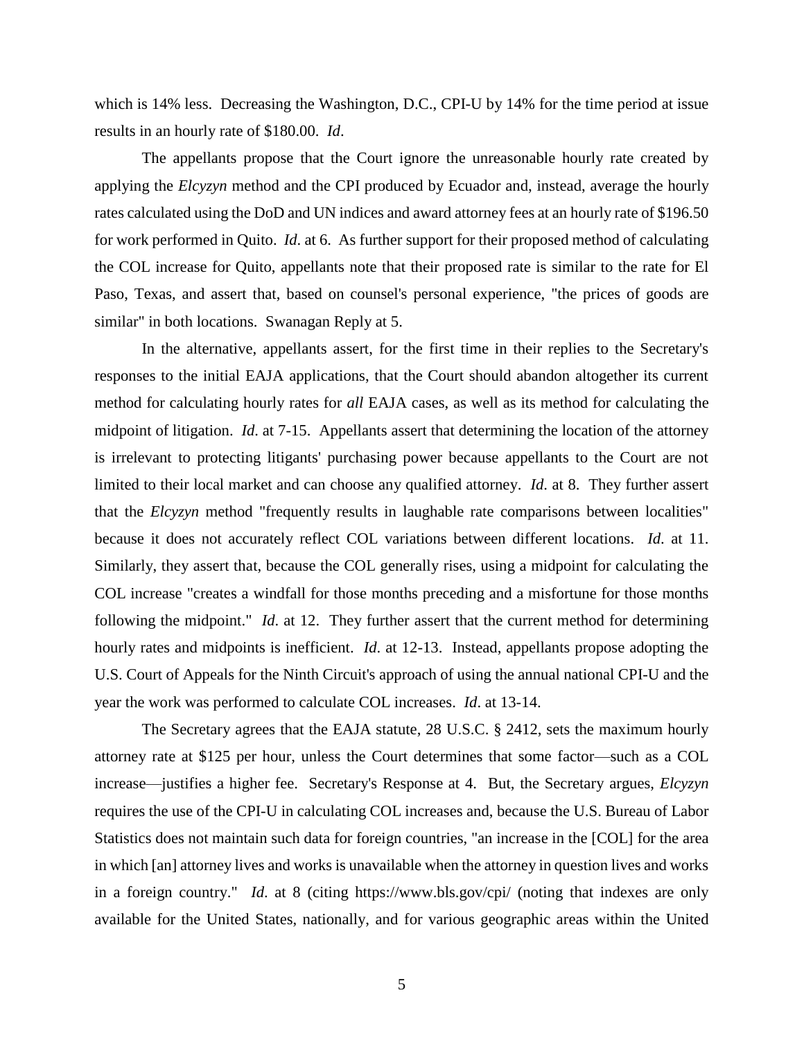which is 14% less. Decreasing the Washington, D.C., CPI-U by 14% for the time period at issue results in an hourly rate of $180.00. *Id*.

The appellants propose that the Court ignore the unreasonable hourly rate created by applying the *Elcyzyn* method and the CPI produced by Ecuador and, instead, average the hourly rates calculated using the DoD and UN indices and award attorney fees at an hourly rate of $196.50 for work performed in Quito. *Id*. at 6. As further support for their proposed method of calculating the COL increase for Quito, appellants note that their proposed rate is similar to the rate for El Paso, Texas, and assert that, based on counsel's personal experience, "the prices of goods are similar" in both locations. Swanagan Reply at 5.

In the alternative, appellants assert, for the first time in their replies to the Secretary's responses to the initial EAJA applications, that the Court should abandon altogether its current method for calculating hourly rates for *all* EAJA cases, as well as its method for calculating the midpoint of litigation. *Id*. at 7-15. Appellants assert that determining the location of the attorney is irrelevant to protecting litigants' purchasing power because appellants to the Court are not limited to their local market and can choose any qualified attorney. *Id*. at 8. They further assert that the *Elcyzyn* method "frequently results in laughable rate comparisons between localities" because it does not accurately reflect COL variations between different locations. *Id*. at 11. Similarly, they assert that, because the COL generally rises, using a midpoint for calculating the COL increase "creates a windfall for those months preceding and a misfortune for those months following the midpoint." *Id*. at 12. They further assert that the current method for determining hourly rates and midpoints is inefficient. *Id*. at 12-13. Instead, appellants propose adopting the U.S. Court of Appeals for the Ninth Circuit's approach of using the annual national CPI-U and the year the work was performed to calculate COL increases. *Id*. at 13-14.

The Secretary agrees that the EAJA statute, 28 U.S.C. § 2412, sets the maximum hourly attorney rate at $125 per hour, unless the Court determines that some factor—such as a COL increase—justifies a higher fee. Secretary's Response at 4. But, the Secretary argues, *Elcyzyn* requires the use of the CPI-U in calculating COL increases and, because the U.S. Bureau of Labor Statistics does not maintain such data for foreign countries, "an increase in the [COL] for the area in which [an] attorney lives and works is unavailable when the attorney in question lives and works in a foreign country." *Id*. at 8 (citing https://www.bls.gov/cpi/ (noting that indexes are only available for the United States, nationally, and for various geographic areas within the United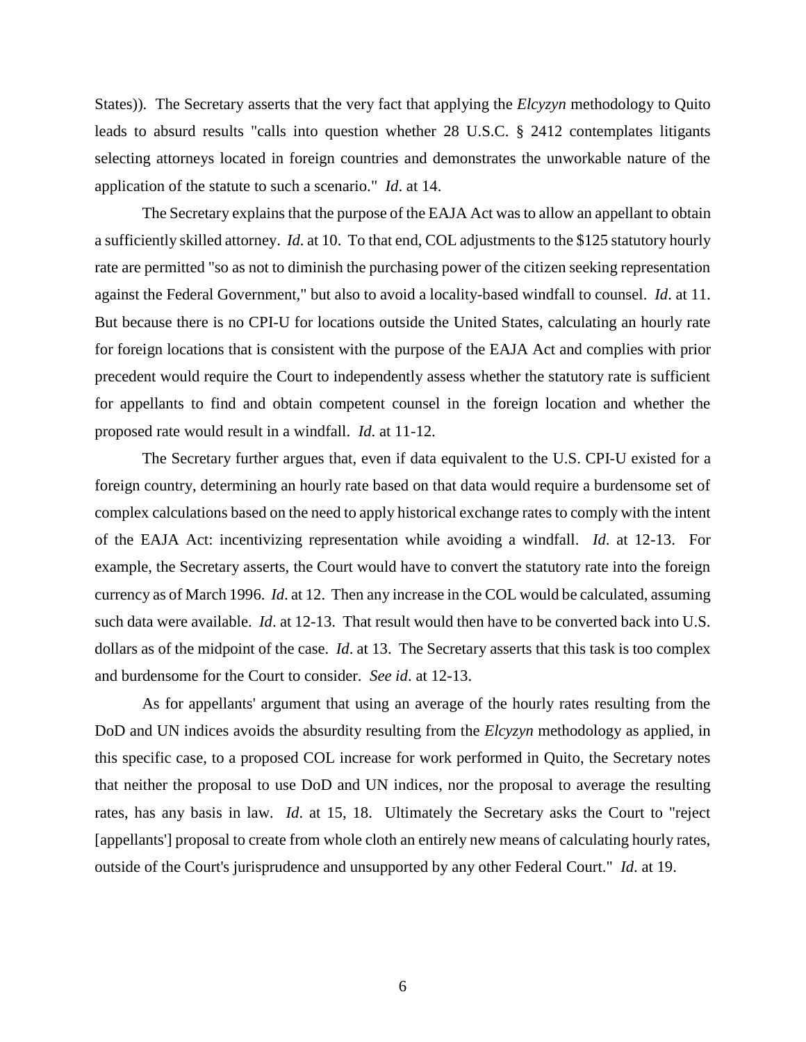States)). The Secretary asserts that the very fact that applying the *Elcyzyn* methodology to Quito leads to absurd results "calls into question whether 28 U.S.C. § 2412 contemplates litigants selecting attorneys located in foreign countries and demonstrates the unworkable nature of the application of the statute to such a scenario." *Id*. at 14.

The Secretary explains that the purpose of the EAJA Act was to allow an appellant to obtain a sufficiently skilled attorney. *Id*. at 10. To that end, COL adjustments to the $125 statutory hourly rate are permitted "so as not to diminish the purchasing power of the citizen seeking representation against the Federal Government," but also to avoid a locality-based windfall to counsel. *Id*. at 11. But because there is no CPI-U for locations outside the United States, calculating an hourly rate for foreign locations that is consistent with the purpose of the EAJA Act and complies with prior precedent would require the Court to independently assess whether the statutory rate is sufficient for appellants to find and obtain competent counsel in the foreign location and whether the proposed rate would result in a windfall. *Id*. at 11-12.

The Secretary further argues that, even if data equivalent to the U.S. CPI-U existed for a foreign country, determining an hourly rate based on that data would require a burdensome set of complex calculations based on the need to apply historical exchange rates to comply with the intent of the EAJA Act: incentivizing representation while avoiding a windfall. *Id*. at 12-13. For example, the Secretary asserts, the Court would have to convert the statutory rate into the foreign currency as of March 1996. *Id*. at 12. Then any increase in the COL would be calculated, assuming such data were available. *Id*. at 12-13. That result would then have to be converted back into U.S. dollars as of the midpoint of the case. *Id*. at 13. The Secretary asserts that this task is too complex and burdensome for the Court to consider. *See id*. at 12-13.

As for appellants' argument that using an average of the hourly rates resulting from the DoD and UN indices avoids the absurdity resulting from the *Elcyzyn* methodology as applied, in this specific case, to a proposed COL increase for work performed in Quito, the Secretary notes that neither the proposal to use DoD and UN indices, nor the proposal to average the resulting rates, has any basis in law. *Id*. at 15, 18. Ultimately the Secretary asks the Court to "reject [appellants'] proposal to create from whole cloth an entirely new means of calculating hourly rates, outside of the Court's jurisprudence and unsupported by any other Federal Court." *Id*. at 19.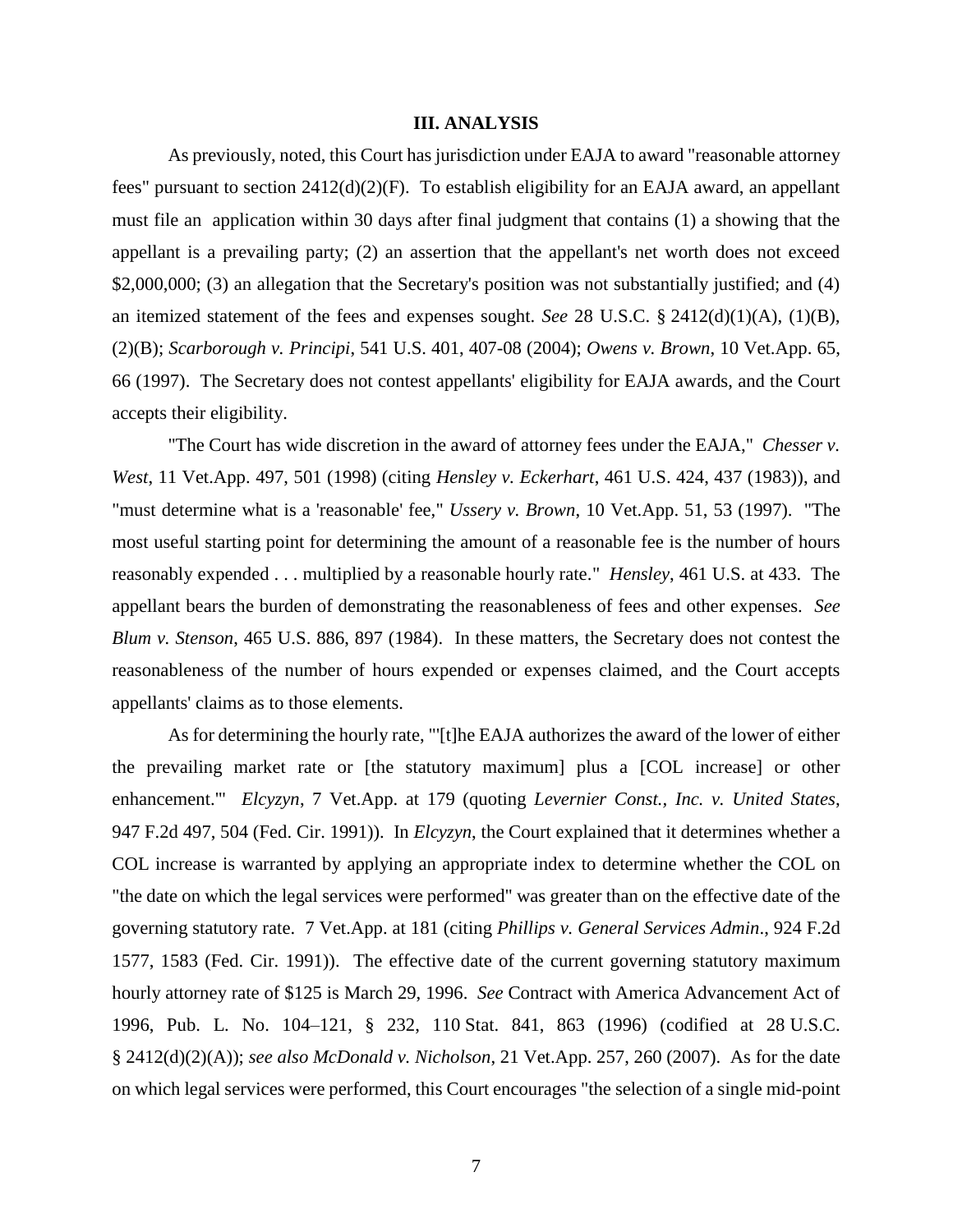## III. ANALYSIS

As previously, noted, this Court has jurisdiction under EAJA to award "reasonable attorney fees" pursuant to section 2412(d)(2)(F). To establish eligibility for an EAJA award, an appellant must file an application within 30 days after final judgment that contains (1) a showing that the appellant is a prevailing party; (2) an assertion that the appellant's net worth does not exceed $2,000,000; (3) an allegation that the Secretary's position was not substantially justified; and (4) an itemized statement of the fees and expenses sought. *See* 28 U.S.C. § 2412(d)(1)(A), (1)(B), (2)(B); *Scarborough v. Principi*, 541 U.S. 401, 407-08 (2004); *Owens v. Brown*, 10 Vet.App. 65, 66 (1997). The Secretary does not contest appellants' eligibility for EAJA awards, and the Court accepts their eligibility.

"The Court has wide discretion in the award of attorney fees under the EAJA," *Chesser v. West*, 11 Vet.App. 497, 501 (1998) (citing *Hensley v. Eckerhart*, 461 U.S. 424, 437 (1983)), and "must determine what is a 'reasonable' fee," *Ussery v. Brown*, 10 Vet.App. 51, 53 (1997). "The most useful starting point for determining the amount of a reasonable fee is the number of hours reasonably expended . . . multiplied by a reasonable hourly rate." *Hensley*, 461 U.S. at 433. The appellant bears the burden of demonstrating the reasonableness of fees and other expenses. *See Blum v. Stenson*, 465 U.S. 886, 897 (1984). In these matters, the Secretary does not contest the reasonableness of the number of hours expended or expenses claimed, and the Court accepts appellants' claims as to those elements.

As for determining the hourly rate, "'[t]he EAJA authorizes the award of the lower of either the prevailing market rate or [the statutory maximum] plus a [COL increase] or other enhancement.'" *Elcyzyn*, 7 Vet.App. at 179 (quoting *Levernier Const., Inc. v. United States*, 947 F.2d 497, 504 (Fed. Cir. 1991)). In *Elcyzyn*, the Court explained that it determines whether a COL increase is warranted by applying an appropriate index to determine whether the COL on "the date on which the legal services were performed" was greater than on the effective date of the governing statutory rate. 7 Vet.App. at 181 (citing *Phillips v. General Services Admin*., 924 F.2d 1577, 1583 (Fed. Cir. 1991)). The effective date of the current governing statutory maximum hourly attorney rate of $125 is March 29, 1996. *See* Contract with America Advancement Act of 1996, Pub. L. No. 104–121, § 232, 110 Stat. 841, 863 (1996) (codified at 28 U.S.C. § 2412(d)(2)(A)); *see also McDonald v. Nicholson*, 21 Vet.App. 257, 260 (2007). As for the date on which legal services were performed, this Court encourages "the selection of a single mid-point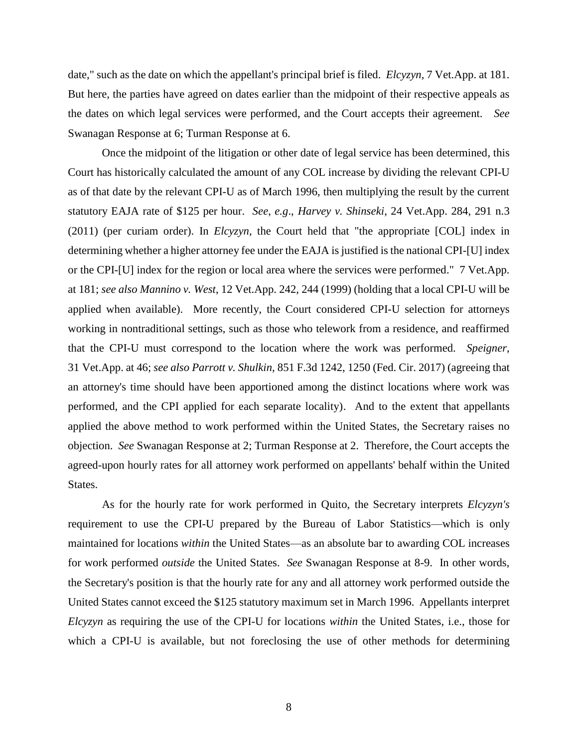date," such as the date on which the appellant's principal brief is filed. *Elcyzyn*, 7 Vet.App. at 181. But here, the parties have agreed on dates earlier than the midpoint of their respective appeals as the dates on which legal services were performed, and the Court accepts their agreement. *See* Swanagan Response at 6; Turman Response at 6.

Once the midpoint of the litigation or other date of legal service has been determined, this Court has historically calculated the amount of any COL increase by dividing the relevant CPI-U as of that date by the relevant CPI-U as of March 1996, then multiplying the result by the current statutory EAJA rate of $125 per hour. *See, e.g.*, *Harvey v. Shinseki*, 24 Vet.App. 284, 291 n.3 (2011) (per curiam order). In *Elcyzyn*, the Court held that "the appropriate [COL] index in determining whether a higher attorney fee under the EAJA is justified is the national CPI-[U] index or the CPI-[U] index for the region or local area where the services were performed." 7 Vet.App. at 181; *see also Mannino v. West*, 12 Vet.App. 242, 244 (1999) (holding that a local CPI-U will be applied when available). More recently, the Court considered CPI-U selection for attorneys working in nontraditional settings, such as those who telework from a residence, and reaffirmed that the CPI-U must correspond to the location where the work was performed. *Speigner*, 31 Vet.App. at 46; *see also Parrott v. Shulkin*, 851 F.3d 1242, 1250 (Fed. Cir. 2017) (agreeing that an attorney's time should have been apportioned among the distinct locations where work was performed, and the CPI applied for each separate locality). And to the extent that appellants applied the above method to work performed within the United States, the Secretary raises no objection. *See* Swanagan Response at 2; Turman Response at 2. Therefore, the Court accepts the agreed-upon hourly rates for all attorney work performed on appellants' behalf within the United States.

As for the hourly rate for work performed in Quito, the Secretary interprets *Elcyzyn's* requirement to use the CPI-U prepared by the Bureau of Labor Statistics—which is only maintained for locations *within* the United States—as an absolute bar to awarding COL increases for work performed *outside* the United States. *See* Swanagan Response at 8-9. In other words, the Secretary's position is that the hourly rate for any and all attorney work performed outside the United States cannot exceed the $125 statutory maximum set in March 1996. Appellants interpret *Elcyzyn* as requiring the use of the CPI-U for locations *within* the United States, i.e., those for which a CPI-U is available, but not foreclosing the use of other methods for determining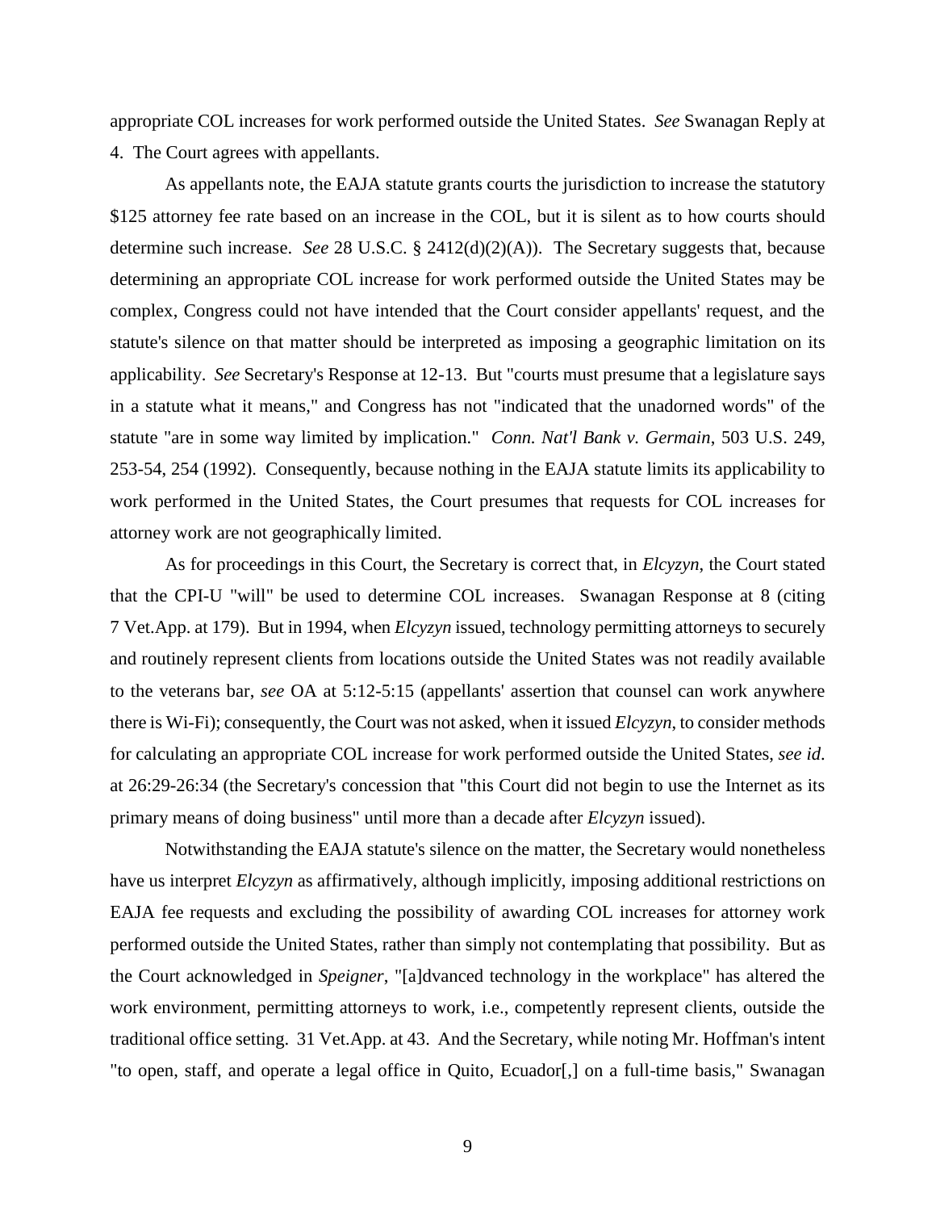appropriate COL increases for work performed outside the United States. *See* Swanagan Reply at 4. The Court agrees with appellants.

As appellants note, the EAJA statute grants courts the jurisdiction to increase the statutory $125 attorney fee rate based on an increase in the COL, but it is silent as to how courts should determine such increase. *See* 28 U.S.C. § 2412(d)(2)(A)). The Secretary suggests that, because determining an appropriate COL increase for work performed outside the United States may be complex, Congress could not have intended that the Court consider appellants' request, and the statute's silence on that matter should be interpreted as imposing a geographic limitation on its applicability. *See* Secretary's Response at 12-13. But "courts must presume that a legislature says in a statute what it means," and Congress has not "indicated that the unadorned words" of the statute "are in some way limited by implication." *Conn. Nat'l Bank v. Germain*, 503 U.S. 249, 253-54, 254 (1992). Consequently, because nothing in the EAJA statute limits its applicability to work performed in the United States, the Court presumes that requests for COL increases for attorney work are not geographically limited.

As for proceedings in this Court, the Secretary is correct that, in *Elcyzyn*, the Court stated that the CPI-U "will" be used to determine COL increases. Swanagan Response at 8 (citing 7 Vet.App. at 179). But in 1994, when *Elcyzyn* issued, technology permitting attorneys to securely and routinely represent clients from locations outside the United States was not readily available to the veterans bar, *see* OA at 5:12-5:15 (appellants' assertion that counsel can work anywhere there is Wi-Fi); consequently, the Court was not asked, when it issued *Elcyzyn*, to consider methods for calculating an appropriate COL increase for work performed outside the United States, *see id.* at 26:29-26:34 (the Secretary's concession that "this Court did not begin to use the Internet as its primary means of doing business" until more than a decade after *Elcyzyn* issued).

Notwithstanding the EAJA statute's silence on the matter, the Secretary would nonetheless have us interpret *Elcyzyn* as affirmatively, although implicitly, imposing additional restrictions on EAJA fee requests and excluding the possibility of awarding COL increases for attorney work performed outside the United States, rather than simply not contemplating that possibility. But as the Court acknowledged in *Speigner*, "[a]dvanced technology in the workplace" has altered the work environment, permitting attorneys to work, i.e., competently represent clients, outside the traditional office setting. 31 Vet.App. at 43. And the Secretary, while noting Mr. Hoffman's intent "to open, staff, and operate a legal office in Quito, Ecuador[,] on a full-time basis," Swanagan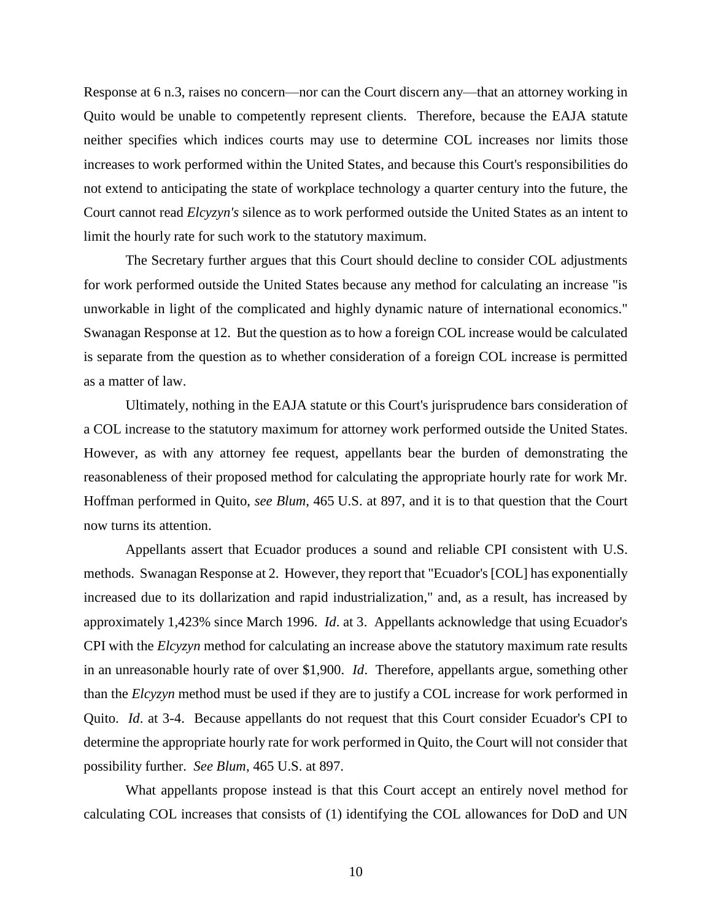Response at 6 n.3, raises no concern—nor can the Court discern any—that an attorney working in Quito would be unable to competently represent clients. Therefore, because the EAJA statute neither specifies which indices courts may use to determine COL increases nor limits those increases to work performed within the United States, and because this Court's responsibilities do not extend to anticipating the state of workplace technology a quarter century into the future, the Court cannot read *Elcyzyn's* silence as to work performed outside the United States as an intent to limit the hourly rate for such work to the statutory maximum.

The Secretary further argues that this Court should decline to consider COL adjustments for work performed outside the United States because any method for calculating an increase "is unworkable in light of the complicated and highly dynamic nature of international economics." Swanagan Response at 12. But the question as to how a foreign COL increase would be calculated is separate from the question as to whether consideration of a foreign COL increase is permitted as a matter of law.

Ultimately, nothing in the EAJA statute or this Court's jurisprudence bars consideration of a COL increase to the statutory maximum for attorney work performed outside the United States. However, as with any attorney fee request, appellants bear the burden of demonstrating the reasonableness of their proposed method for calculating the appropriate hourly rate for work Mr. Hoffman performed in Quito, *see Blum*, 465 U.S. at 897, and it is to that question that the Court now turns its attention.

Appellants assert that Ecuador produces a sound and reliable CPI consistent with U.S. methods. Swanagan Response at 2. However, they report that "Ecuador's [COL] has exponentially increased due to its dollarization and rapid industrialization," and, as a result, has increased by approximately 1,423% since March 1996. *Id*. at 3. Appellants acknowledge that using Ecuador's CPI with the *Elcyzyn* method for calculating an increase above the statutory maximum rate results in an unreasonable hourly rate of over $1,900. *Id*. Therefore, appellants argue, something other than the *Elcyzyn* method must be used if they are to justify a COL increase for work performed in Quito. *Id*. at 3-4. Because appellants do not request that this Court consider Ecuador's CPI to determine the appropriate hourly rate for work performed in Quito, the Court will not consider that possibility further. *See Blum*, 465 U.S. at 897.

What appellants propose instead is that this Court accept an entirely novel method for calculating COL increases that consists of (1) identifying the COL allowances for DoD and UN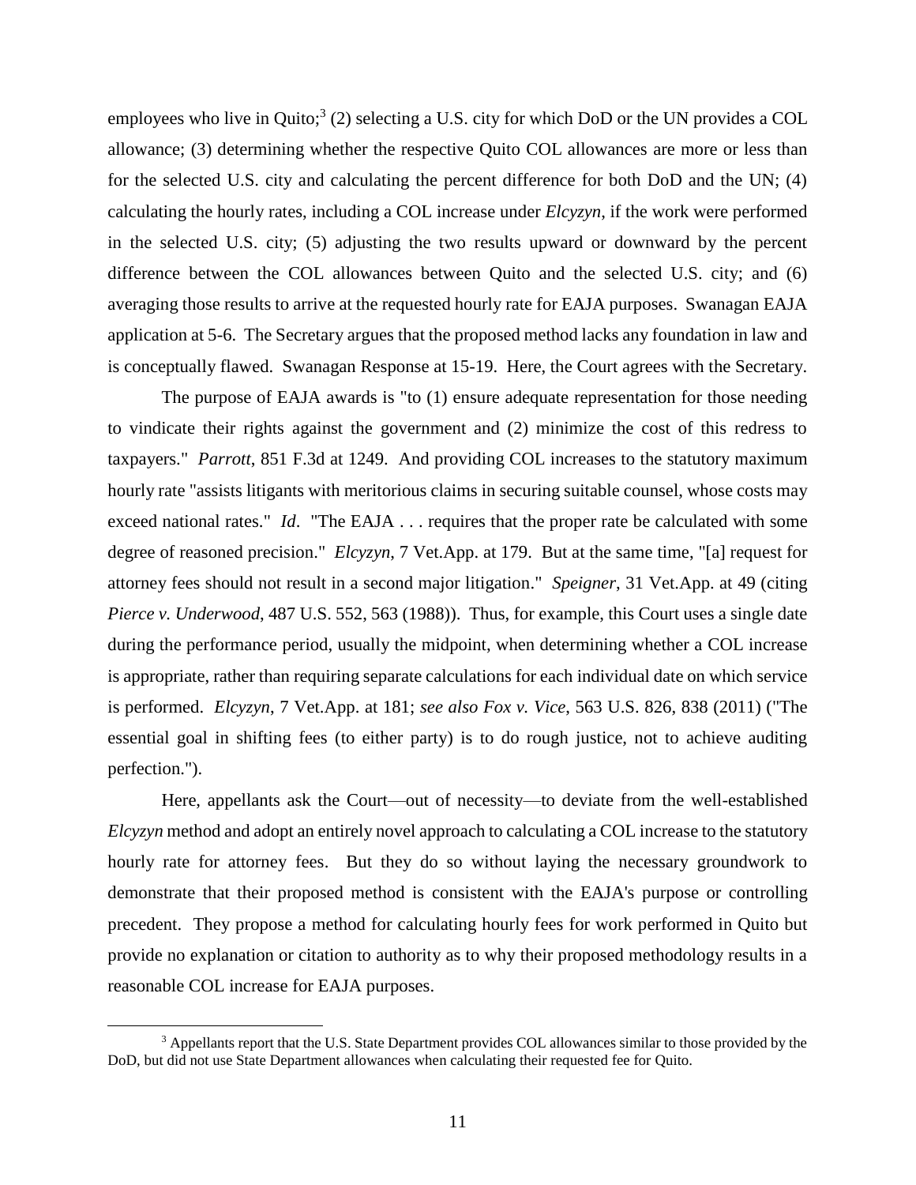employees who live in Quito;[3] (2) selecting a U.S. city for which DoD or the UN provides a COL allowance; (3) determining whether the respective Quito COL allowances are more or less than for the selected U.S. city and calculating the percent difference for both DoD and the UN; (4) calculating the hourly rates, including a COL increase under *Elcyzyn*, if the work were performed in the selected U.S. city; (5) adjusting the two results upward or downward by the percent difference between the COL allowances between Quito and the selected U.S. city; and (6) averaging those results to arrive at the requested hourly rate for EAJA purposes. Swanagan EAJA application at 5-6. The Secretary argues that the proposed method lacks any foundation in law and is conceptually flawed. Swanagan Response at 15-19. Here, the Court agrees with the Secretary.

The purpose of EAJA awards is "to (1) ensure adequate representation for those needing to vindicate their rights against the government and (2) minimize the cost of this redress to taxpayers." *Parrott*, 851 F.3d at 1249. And providing COL increases to the statutory maximum hourly rate "assists litigants with meritorious claims in securing suitable counsel, whose costs may exceed national rates." *Id*. "The EAJA . . . requires that the proper rate be calculated with some degree of reasoned precision." *Elcyzyn*, 7 Vet.App. at 179. But at the same time, "[a] request for attorney fees should not result in a second major litigation." *Speigner*, 31 Vet.App. at 49 (citing *Pierce v. Underwood*, 487 U.S. 552, 563 (1988)). Thus, for example, this Court uses a single date during the performance period, usually the midpoint, when determining whether a COL increase is appropriate, rather than requiring separate calculations for each individual date on which service is performed. *Elcyzyn*, 7 Vet.App. at 181; *see also Fox v. Vice*, 563 U.S. 826, 838 (2011) ("The essential goal in shifting fees (to either party) is to do rough justice, not to achieve auditing perfection.").

Here, appellants ask the Court—out of necessity—to deviate from the well-established *Elcyzyn* method and adopt an entirely novel approach to calculating a COL increase to the statutory hourly rate for attorney fees. But they do so without laying the necessary groundwork to demonstrate that their proposed method is consistent with the EAJA's purpose or controlling precedent. They propose a method for calculating hourly fees for work performed in Quito but provide no explanation or citation to authority as to why their proposed methodology results in a reasonable COL increase for EAJA purposes.

[3] Appellants report that the U.S. State Department provides COL allowances similar to those provided by the DoD, but did not use State Department allowances when calculating their requested fee for Quito.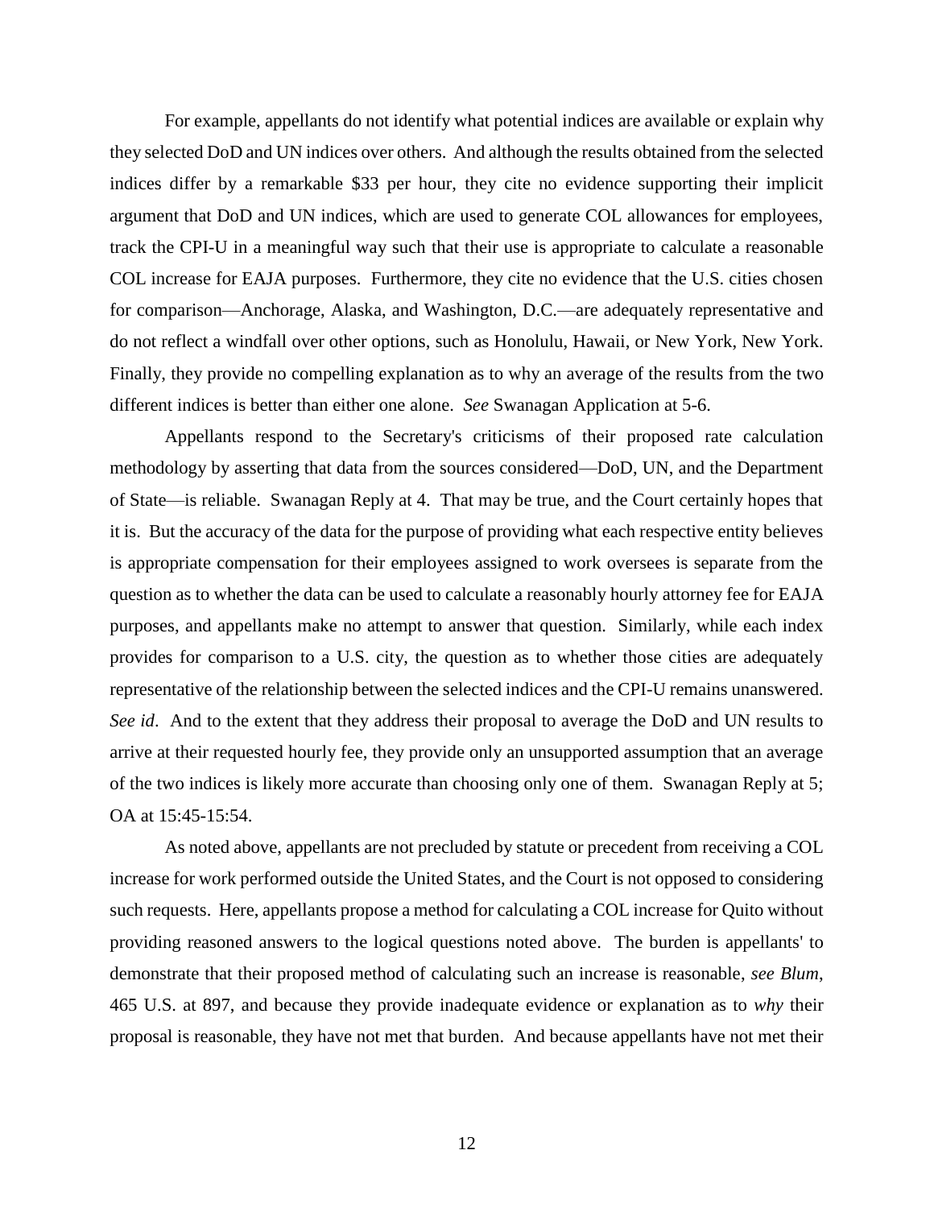For example, appellants do not identify what potential indices are available or explain why they selected DoD and UN indices over others. And although the results obtained from the selected indices differ by a remarkable $33 per hour, they cite no evidence supporting their implicit argument that DoD and UN indices, which are used to generate COL allowances for employees, track the CPI-U in a meaningful way such that their use is appropriate to calculate a reasonable COL increase for EAJA purposes. Furthermore, they cite no evidence that the U.S. cities chosen for comparison—Anchorage, Alaska, and Washington, D.C.—are adequately representative and do not reflect a windfall over other options, such as Honolulu, Hawaii, or New York, New York. Finally, they provide no compelling explanation as to why an average of the results from the two different indices is better than either one alone. *See* Swanagan Application at 5-6.

Appellants respond to the Secretary's criticisms of their proposed rate calculation methodology by asserting that data from the sources considered—DoD, UN, and the Department of State—is reliable. Swanagan Reply at 4. That may be true, and the Court certainly hopes that it is. But the accuracy of the data for the purpose of providing what each respective entity believes is appropriate compensation for their employees assigned to work oversees is separate from the question as to whether the data can be used to calculate a reasonably hourly attorney fee for EAJA purposes, and appellants make no attempt to answer that question. Similarly, while each index provides for comparison to a U.S. city, the question as to whether those cities are adequately representative of the relationship between the selected indices and the CPI-U remains unanswered. *See id*. And to the extent that they address their proposal to average the DoD and UN results to arrive at their requested hourly fee, they provide only an unsupported assumption that an average of the two indices is likely more accurate than choosing only one of them. Swanagan Reply at 5; OA at 15:45-15:54.

As noted above, appellants are not precluded by statute or precedent from receiving a COL increase for work performed outside the United States, and the Court is not opposed to considering such requests. Here, appellants propose a method for calculating a COL increase for Quito without providing reasoned answers to the logical questions noted above. The burden is appellants' to demonstrate that their proposed method of calculating such an increase is reasonable, *see Blum*, 465 U.S. at 897, and because they provide inadequate evidence or explanation as to *why* their proposal is reasonable, they have not met that burden. And because appellants have not met their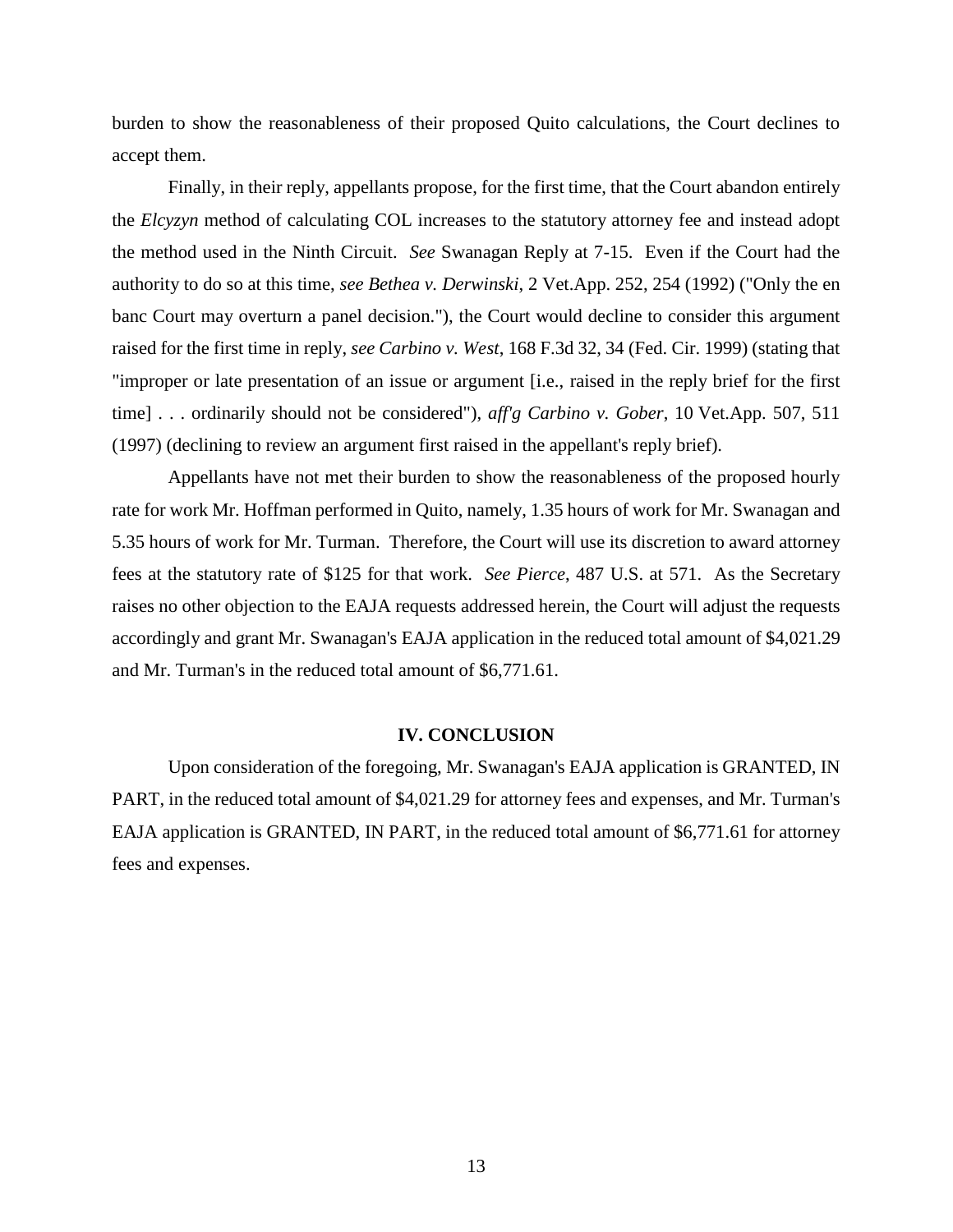burden to show the reasonableness of their proposed Quito calculations, the Court declines to accept them.

Finally, in their reply, appellants propose, for the first time, that the Court abandon entirely the *Elcyzyn* method of calculating COL increases to the statutory attorney fee and instead adopt the method used in the Ninth Circuit. *See* Swanagan Reply at 7-15. Even if the Court had the authority to do so at this time, *see Bethea v. Derwinski*, 2 Vet.App. 252, 254 (1992) ("Only the en banc Court may overturn a panel decision."), the Court would decline to consider this argument raised for the first time in reply, *see Carbino v. West*, 168 F.3d 32, 34 (Fed. Cir. 1999) (stating that "improper or late presentation of an issue or argument [i.e., raised in the reply brief for the first time] . . . ordinarily should not be considered"), *aff'g Carbino v. Gober*, 10 Vet.App. 507, 511 (1997) (declining to review an argument first raised in the appellant's reply brief).

Appellants have not met their burden to show the reasonableness of the proposed hourly rate for work Mr. Hoffman performed in Quito, namely, 1.35 hours of work for Mr. Swanagan and 5.35 hours of work for Mr. Turman. Therefore, the Court will use its discretion to award attorney fees at the statutory rate of $125 for that work. *See Pierce*, 487 U.S. at 571. As the Secretary raises no other objection to the EAJA requests addressed herein, the Court will adjust the requests accordingly and grant Mr. Swanagan's EAJA application in the reduced total amount of $4,021.29 and Mr. Turman's in the reduced total amount of $6,771.61.

## IV. CONCLUSION

Upon consideration of the foregoing, Mr. Swanagan's EAJA application is GRANTED, IN PART, in the reduced total amount of $4,021.29 for attorney fees and expenses, and Mr. Turman's EAJA application is GRANTED, IN PART, in the reduced total amount of $6,771.61 for attorney fees and expenses.